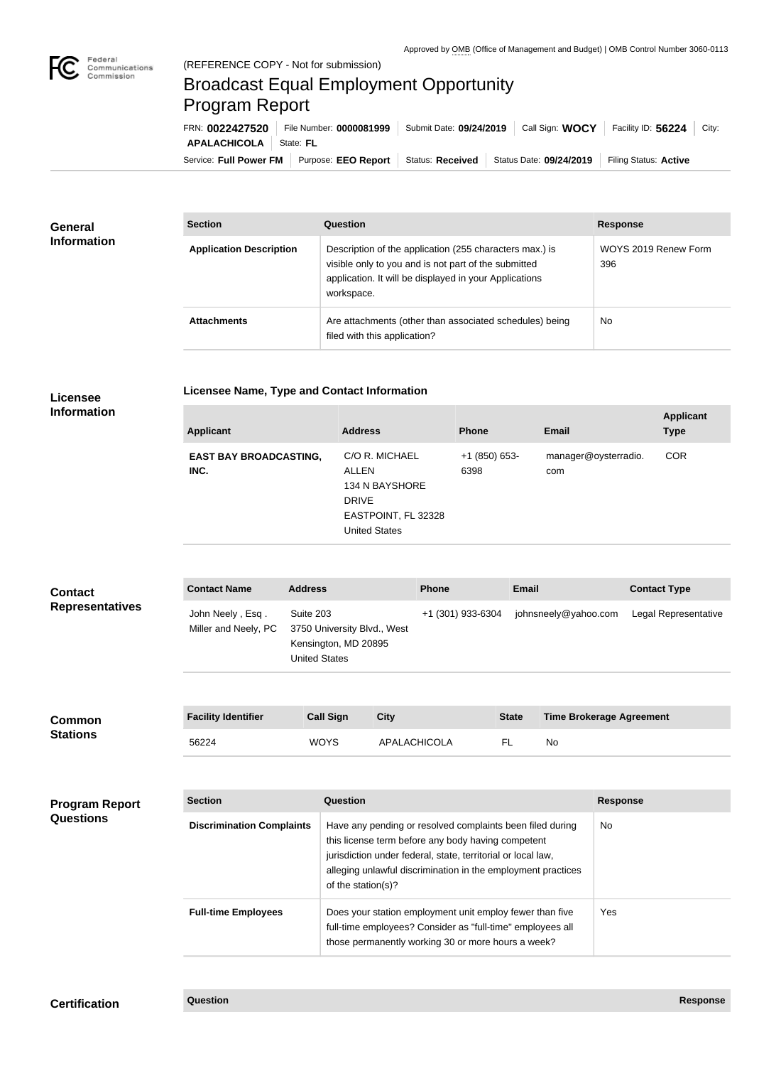Approved by OMB (Office of Management and Budget) | OMB Control Number 3060-0113

(REFERENCE COPY - Not for submission)

# Broadcast Equal Employment Opportunity Program Report

FRN: **0022427520** | File Number: **0000081999** | Submit Date: **09/24/2019** | Call Sign: **WOCY** | Facility ID: **56224** | City: **APALACHICOLA** | State: **FL**

Service: **Full Power FM** | Purpose: **EEO Report** | Status: **Received** | Status Date: **09/24/2019** | Filing Status: **Active**

## General Information

| Section | Question | Response |
|---|---|---|
| **Application Description** | Description of the application (255 characters max.) is visible only to you and is not part of the submitted application. It will be displayed in your Applications workspace. | WOYS 2019 Renew Form 396 |
| **Attachments** | Are attachments (other than associated schedules) being filed with this application? | No |

## Licensee Information

### Licensee Name, Type and Contact Information

| Applicant | Address | Phone | Email | Applicant Type |
|---|---|---|---|---|
| **EAST BAY BROADCASTING, INC.** | C/O R. MICHAEL ALLEN 134 N BAYSHORE DRIVE EASTPOINT, FL 32328 United States | +1 (850) 653-6398 | manager@oysterradio.com | COR |

## Contact Representatives

| Contact Name | Address | Phone | Email | Contact Type |
|---|---|---|---|---|
| John Neely , Esq . Miller and Neely, PC | Suite 203 3750 University Blvd., West Kensington, MD 20895 United States | +1 (301) 933-6304 | johnsneely@yahoo.com | Legal Representative |

## Common Stations

| Facility Identifier | Call Sign | City | State | Time Brokerage Agreement |
|---|---|---|---|---|
| 56224 | WOYS | APALACHICOLA | FL | No |

## Program Report Questions

| Section | Question | Response |
|---|---|---|
| **Discrimination Complaints** | Have any pending or resolved complaints been filed during this license term before any body having competent jurisdiction under federal, state, territorial or local law, alleging unlawful discrimination in the employment practices of the station(s)? | No |
| **Full-time Employees** | Does your station employment unit employ fewer than five full-time employees? Consider as "full-time" employees all those permanently working 30 or more hours a week? | Yes |

## Certification

| Question | Response |
|---|---|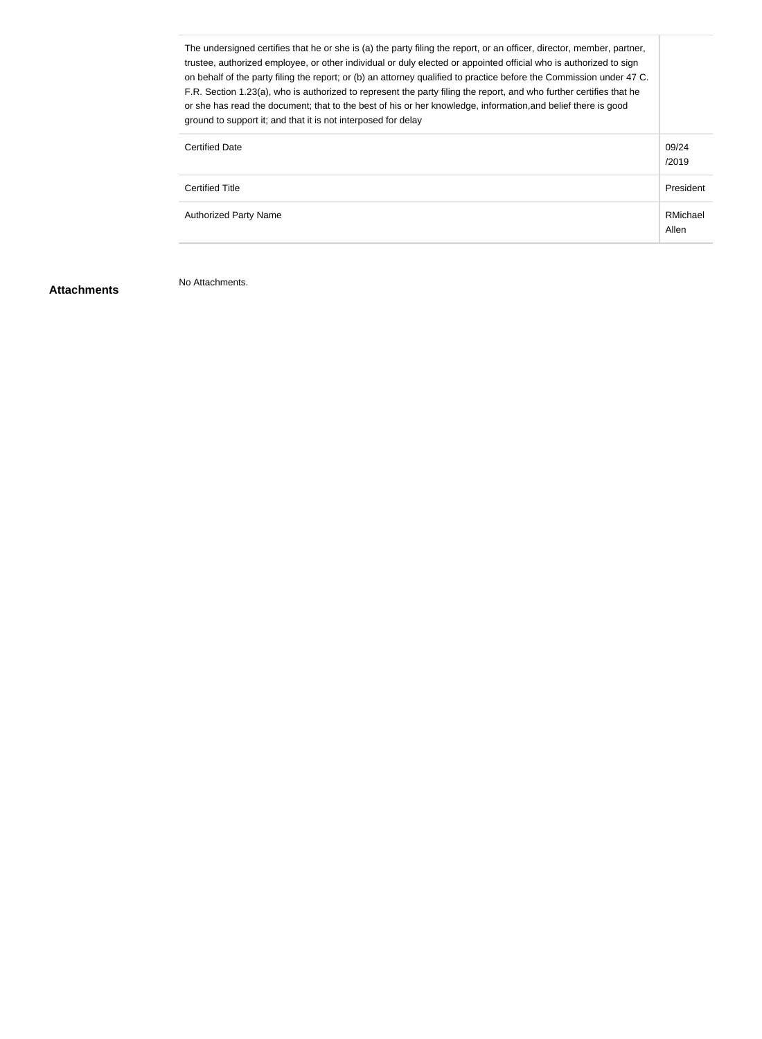| | |
|---|---|
| The undersigned certifies that he or she is (a) the party filing the report, or an officer, director, member, partner, trustee, authorized employee, or other individual or duly elected or appointed official who is authorized to sign on behalf of the party filing the report; or (b) an attorney qualified to practice before the Commission under 47 C.F.R. Section 1.23(a), who is authorized to represent the party filing the report, and who further certifies that he or she has read the document; that to the best of his or her knowledge, information,and belief there is good ground to support it; and that it is not interposed for delay | |
| Certified Date | 09/24/2019 |
| Certified Title | President |
| Authorized Party Name | RMichael Allen |

**Attachments**

No Attachments.